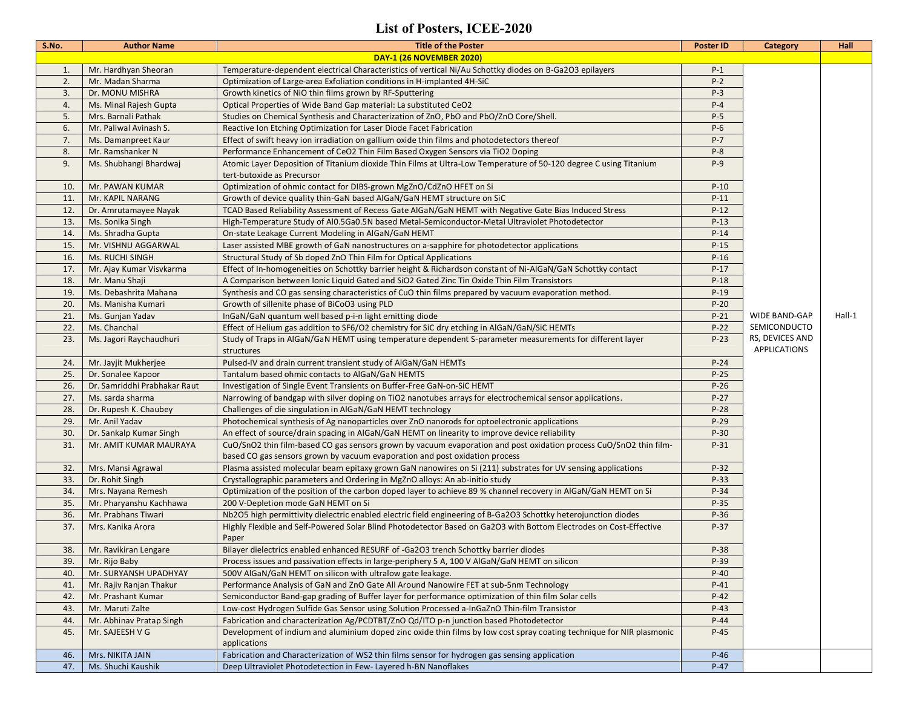# List of Posters, ICEE-2020

| S.No. | Author Name | Title of the Poster | Poster ID | Category | Hall |
|---|---|---|---|---|---|
| | | **DAY-1 (26 NOVEMBER 2020)** | | | |
| 1. | Mr. Hardhyan Sheoran | Temperature-dependent electrical Characteristics of vertical Ni/Au Schottky diodes on B-$Ga_2O_3$ epilayers | P-1 | WIDE BAND-GAP SEMICONDUCTORS, DEVICES AND APPLICATIONS | Hall-1 |
| 2. | Mr. Madan Sharma | Optimization of Large-area Exfoliation conditions in H-implanted 4H-SiC | P-2 | | |
| 3. | Dr. MONU MISHRA | Growth kinetics of NiO thin films grown by RF-Sputtering | P-3 | | |
| 4. | Ms. Minal Rajesh Gupta | Optical Properties of Wide Band Gap material: La substituted $CeO_2$ | P-4 | | |
| 5. | Mrs. Barnali Pathak | Studies on Chemical Synthesis and Characterization of ZnO, PbO and PbO/ZnO Core/Shell. | P-5 | | |
| 6. | Mr. Paliwal Avinash S. | Reactive Ion Etching Optimization for Laser Diode Facet Fabrication | P-6 | | |
| 7. | Ms. Damanpreet Kaur | Effect of swift heavy ion irradiation on gallium oxide thin films and photodetectors thereof | P-7 | | |
| 8. | Mr. Ramshanker N | Performance Enhancement of $CeO_2$ Thin Film Based Oxygen Sensors via $TiO_2$ Doping | P-8 | | |
| 9. | Ms. Shubhangi Bhardwaj | Atomic Layer Deposition of Titanium dioxide Thin Films at Ultra-Low Temperature of 50-120 degree C using Titanium tert-butoxide as Precursor | P-9 | | |
| 10. | Mr. PAWAN KUMAR | Optimization of ohmic contact for DIBS-grown MgZnO/CdZnO HFET on Si | P-10 | | |
| 11. | Mr. KAPIL NARANG | Growth of device quality thin-GaN based AlGaN/GaN HEMT structure on SiC | P-11 | | |
| 12. | Dr. Amrutamayee Nayak | TCAD Based Reliability Assessment of Recess Gate AlGaN/GaN HEMT with Negative Gate Bias Induced Stress | P-12 | | |
| 13. | Ms. Sonika Singh | High-Temperature Study of $Al_{0.5}Ga_{0.5}N$ based Metal-Semiconductor-Metal Ultraviolet Photodetector | P-13 | | |
| 14. | Ms. Shradha Gupta | On-state Leakage Current Modeling in AlGaN/GaN HEMT | P-14 | | |
| 15. | Mr. VISHNU AGGARWAL | Laser assisted MBE growth of GaN nanostructures on a-sapphire for photodetector applications | P-15 | | |
| 16. | Ms. RUCHI SINGH | Structural Study of Sb doped ZnO Thin Film for Optical Applications | P-16 | | |
| 17. | Mr. Ajay Kumar Visvkarma | Effect of In-homogeneities on Schottky barrier height & Richardson constant of Ni-AlGaN/GaN Schottky contact | P-17 | | |
| 18. | Mr. Manu Shaji | A Comparison between Ionic Liquid Gated and $SiO_2$ Gated Zinc Tin Oxide Thin Film Transistors | P-18 | | |
| 19. | Ms. Debashrita Mahana | Synthesis and CO gas sensing characteristics of CuO thin films prepared by vacuum evaporation method. | P-19 | | |
| 20. | Ms. Manisha Kumari | Growth of sillenite phase of $BiCoO_3$ using PLD | P-20 | | |
| 21. | Ms. Gunjan Yadav | InGaN/GaN quantum well based p-i-n light emitting diode | P-21 | | |
| 22. | Ms. Chanchal | Effect of Helium gas addition to $SF_6/O_2$ chemistry for SiC dry etching in AlGaN/GaN/SiC HEMTs | P-22 | | |
| 23. | Ms. Jagori Raychaudhuri | Study of Traps in AlGaN/GaN HEMT using temperature dependent S-parameter measurements for different layer structures | P-23 | | |
| 24. | Mr. Jayjit Mukherjee | Pulsed-IV and drain current transient study of AlGaN/GaN HEMTs | P-24 | | |
| 25. | Dr. Sonalee Kapoor | Tantalum based ohmic contacts to AlGaN/GaN HEMTS | P-25 | | |
| 26. | Dr. Samriddhi Prabhakar Raut | Investigation of Single Event Transients on Buffer-Free GaN-on-SiC HEMT | P-26 | | |
| 27. | Ms. sarda sharma | Narrowing of bandgap with silver doping on $TiO_2$ nanotubes arrays for electrochemical sensor applications. | P-27 | | |
| 28. | Dr. Rupesh K. Chaubey | Challenges of die singulation in AlGaN/GaN HEMT technology | P-28 | | |
| 29. | Mr. Anil Yadav | Photochemical synthesis of Ag nanoparticles over ZnO nanorods for optoelectronic applications | P-29 | | |
| 30. | Dr. Sankalp Kumar Singh | An effect of source/drain spacing in AlGaN/GaN HEMT on linearity to improve device reliability | P-30 | | |
| 31. | Mr. AMIT KUMAR MAURAYA | CuO/$SnO_2$ thin film-based CO gas sensors grown by vacuum evaporation and post oxidation process CuO/$SnO_2$ thin film-based CO gas sensors grown by vacuum evaporation and post oxidation process | P-31 | | |
| 32. | Mrs. Mansi Agrawal | Plasma assisted molecular beam epitaxy grown GaN nanowires on Si (211) substrates for UV sensing applications | P-32 | | |
| 33. | Dr. Rohit Singh | Crystallographic parameters and Ordering in MgZnO alloys: An ab-initio study | P-33 | | |
| 34. | Mrs. Nayana Remesh | Optimization of the position of the carbon doped layer to achieve 89 % channel recovery in AlGaN/GaN HEMT on Si | P-34 | | |
| 35. | Mr. Pharyanshu Kachhawa | 200 V-Depletion mode GaN HEMT on Si | P-35 | | |
| 36. | Mr. Prabhans Tiwari | $Nb_2O_5$ high permittivity dielectric enabled electric field engineering of B-$Ga_2O_3$ Schottky heterojunction diodes | P-36 | | |
| 37. | Mrs. Kanika Arora | Highly Flexible and Self-Powered Solar Blind Photodetector Based on $Ga_2O_3$ with Bottom Electrodes on Cost-Effective Paper | P-37 | | |
| 38. | Mr. Ravikiran Lengare | Bilayer dielectrics enabled enhanced RESURF of -$Ga_2O_3$ trench Schottky barrier diodes | P-38 | | |
| 39. | Mr. Rijo Baby | Process issues and passivation effects in large-periphery 5 A, 100 V AlGaN/GaN HEMT on silicon | P-39 | | |
| 40. | Mr. SURYANSH UPADHYAY | 500V AlGaN/GaN HEMT on silicon with ultralow gate leakage. | P-40 | | |
| 41. | Mr. Rajiv Ranjan Thakur | Performance Analysis of GaN and ZnO Gate All Around Nanowire FET at sub-5nm Technology | P-41 | | |
| 42. | Mr. Prashant Kumar | Semiconductor Band-gap grading of Buffer layer for performance optimization of thin film Solar cells | P-42 | | |
| 43. | Mr. Maruti Zalte | Low-cost Hydrogen Sulfide Gas Sensor using Solution Processed a-InGaZnO Thin-film Transistor | P-43 | | |
| 44. | Mr. Abhinav Pratap Singh | Fabrication and characterization Ag/PCDTBT/ZnO Qd/ITO p-n junction based Photodetector | P-44 | | |
| 45. | Mr. SAJEESH V G | Development of indium and aluminium doped zinc oxide thin films by low cost spray coating technique for NIR plasmonic applications | P-45 | | |
| 46. | Mrs. NIKITA JAIN | Fabrication and Characterization of $WS_2$ thin films sensor for hydrogen gas sensing application | P-46 | | |
| 47. | Ms. Shuchi Kaushik | Deep Ultraviolet Photodetection in Few- Layered h-BN Nanoflakes | P-47 | | |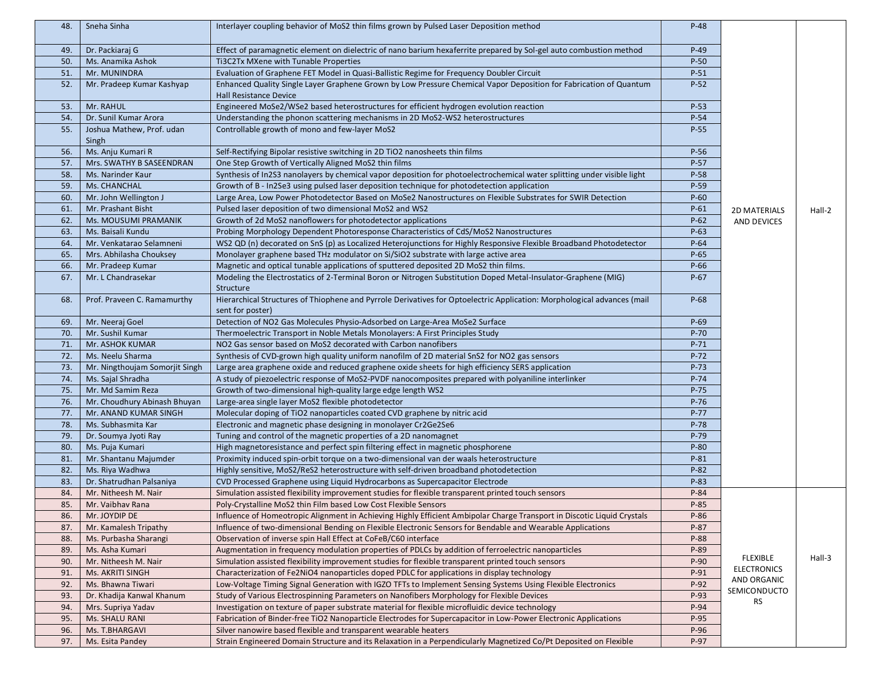| | | | | | |
|---|---|---|---|---|---|
| 48. | Sneha Sinha | Interlayer coupling behavior of $MoS_2$ thin films grown by Pulsed Laser Deposition method | P-48 | 2D MATERIALS AND DEVICES | Hall-2 |
| 49. | Dr. Packiaraj G | Effect of paramagnetic element on dielectric of nano barium hexaferrite prepared by Sol-gel auto combustion method | P-49 | | |
| 50. | Ms. Anamika Ashok | $Ti_3C_2Tx$ MXene with Tunable Properties | P-50 | | |
| 51. | Mr. MUNINDRA | Evaluation of Graphene FET Model in Quasi-Ballistic Regime for Frequency Doubler Circuit | P-51 | | |
| 52. | Mr. Pradeep Kumar Kashyap | Enhanced Quality Single Layer Graphene Grown by Low Pressure Chemical Vapor Deposition for Fabrication of Quantum Hall Resistance Device | P-52 | | |
| 53. | Mr. RAHUL | Engineered $MoSe_2$/$WSe_2$ based heterostructures for efficient hydrogen evolution reaction | P-53 | | |
| 54. | Dr. Sunil Kumar Arora | Understanding the phonon scattering mechanisms in 2D $MoS_2$-$WS_2$ heterostructures | P-54 | | |
| 55. | Joshua Mathew, Prof. udan Singh | Controllable growth of mono and few-layer $MoS_2$ | P-55 | | |
| 56. | Ms. Anju Kumari R | Self-Rectifying Bipolar resistive switching in 2D $TiO_2$ nanosheets thin films | P-56 | | |
| 57. | Mrs. SWATHY B SASEENDRAN | One Step Growth of Vertically Aligned $MoS_2$ thin films | P-57 | | |
| 58. | Ms. Narinder Kaur | Synthesis of $In_2S_3$ nanolayers by chemical vapor deposition for photoelectrochemical water splitting under visible light | P-58 | | |
| 59. | Ms. CHANCHAL | Growth of B - $In_2Se_3$ using pulsed laser deposition technique for photodetection application | P-59 | | |
| 60. | Mr. John Wellington J | Large Area, Low Power Photodetector Based on $MoSe_2$ Nanostructures on Flexible Substrates for SWIR Detection | P-60 | | |
| 61. | Mr. Prashant Bisht | Pulsed laser deposition of two dimensional $MoS_2$ and $WS_2$ | P-61 | | |
| 62. | Ms. MOUSUMI PRAMANIK | Growth of 2d $MoS_2$ nanoflowers for photodetector applications | P-62 | | |
| 63. | Ms. Baisali Kundu | Probing Morphology Dependent Photoresponse Characteristics of CdS/$MoS_2$ Nanostructures | P-63 | | |
| 64. | Mr. Venkatarao Selamneni | $WS_2$ QD (n) decorated on SnS (p) as Localized Heterojunctions for Highly Responsive Flexible Broadband Photodetector | P-64 | | |
| 65. | Mrs. Abhilasha Chouksey | Monolayer graphene based THz modulator on Si/$SiO_2$ substrate with large active area | P-65 | | |
| 66. | Mr. Pradeep Kumar | Magnetic and optical tunable applications of sputtered deposited 2D $MoS_2$ thin films. | P-66 | | |
| 67. | Mr. L Chandrasekar | Modeling the Electrostatics of 2-Terminal Boron or Nitrogen Substitution Doped Metal-Insulator-Graphene (MIG) Structure | P-67 | | |
| 68. | Prof. Praveen C. Ramamurthy | Hierarchical Structures of Thiophene and Pyrrole Derivatives for Optoelectric Application: Morphological advances (mail sent for poster) | P-68 | | |
| 69. | Mr. Neeraj Goel | Detection of $NO_2$ Gas Molecules Physio-Adsorbed on Large-Area $MoSe_2$ Surface | P-69 | | |
| 70. | Mr. Sushil Kumar | Thermoelectric Transport in Noble Metals Monolayers: A First Principles Study | P-70 | | |
| 71. | Mr. ASHOK KUMAR | $NO_2$ Gas sensor based on $MoS_2$ decorated with Carbon nanofibers | P-71 | | |
| 72. | Ms. Neelu Sharma | Synthesis of CVD-grown high quality uniform nanofilm of 2D material $SnS_2$ for $NO_2$ gas sensors | P-72 | | |
| 73. | Mr. Ningthoujam Somorjit Singh | Large area graphene oxide and reduced graphene oxide sheets for high efficiency SERS application | P-73 | | |
| 74. | Ms. Sajal Shradha | A study of piezoelectric response of $MoS_2$-PVDF nanocomposites prepared with polyaniline interlinker | P-74 | | |
| 75. | Mr. Md Samim Reza | Growth of two-dimensional high-quality large edge length $WS_2$ | P-75 | | |
| 76. | Mr. Choudhury Abinash Bhuyan | Large-area single layer $MoS_2$ flexible photodetector | P-76 | | |
| 77. | Mr. ANAND KUMAR SINGH | Molecular doping of $TiO_2$ nanoparticles coated CVD graphene by nitric acid | P-77 | | |
| 78. | Ms. Subhasmita Kar | Electronic and magnetic phase designing in monolayer $Cr_2Ge_2Se_6$ | P-78 | | |
| 79. | Dr. Soumya Jyoti Ray | Tuning and control of the magnetic properties of a 2D nanomagnet | P-79 | | |
| 80. | Ms. Puja Kumari | High magnetoresistance and perfect spin filtering effect in magnetic phosphorene | P-80 | | |
| 81. | Mr. Shantanu Majumder | Proximity induced spin-orbit torque on a two-dimensional van der waals heterostructure | P-81 | | |
| 82. | Ms. Riya Wadhwa | Highly sensitive, $MoS_2$/$ReS_2$ heterostructure with self-driven broadband photodetection | P-82 | | |
| 83. | Dr. Shatrudhan Palsaniya | CVD Processed Graphene using Liquid Hydrocarbons as Supercapacitor Electrode | P-83 | | |
| 84. | Mr. Nitheesh M. Nair | Simulation assisted flexibility improvement studies for flexible transparent printed touch sensors | P-84 | FLEXIBLE ELECTRONICS AND ORGANIC SEMICONDUCTORS | Hall-3 |
| 85. | Mr. Vaibhav Rana | Poly-Crystalline $MoS_2$ thin Film based Low Cost Flexible Sensors | P-85 | | |
| 86. | Mr. JOYDIP DE | Influence of Homeotropic Alignment in Achieving Highly Efficient Ambipolar Charge Transport in Discotic Liquid Crystals | P-86 | | |
| 87. | Mr. Kamalesh Tripathy | Influence of two-dimensional Bending on Flexible Electronic Sensors for Bendable and Wearable Applications | P-87 | | |
| 88. | Ms. Purbasha Sharangi | Observation of inverse spin Hall Effect at CoFeB/C60 interface | P-88 | | |
| 89. | Ms. Asha Kumari | Augmentation in frequency modulation properties of PDLCs by addition of ferroelectric nanoparticles | P-89 | | |
| 90. | Mr. Nitheesh M. Nair | Simulation assisted flexibility improvement studies for flexible transparent printed touch sensors | P-90 | | |
| 91. | Ms. AKRITI SINGH | Characterization of $Fe_2NiO_4$ nanoparticles doped PDLC for applications in display technology | P-91 | | |
| 92. | Ms. Bhawna Tiwari | Low-Voltage Timing Signal Generation with IGZO TFTs to Implement Sensing Systems Using Flexible Electronics | P-92 | | |
| 93. | Dr. Khadija Kanwal Khanum | Study of Various Electrospinning Parameters on Nanofibers Morphology for Flexible Devices | P-93 | | |
| 94. | Mrs. Supriya Yadav | Investigation on texture of paper substrate material for flexible microfluidic device technology | P-94 | | |
| 95. | Ms. SHALU RANI | Fabrication of Binder-free $TiO_2$ Nanoparticle Electrodes for Supercapacitor in Low-Power Electronic Applications | P-95 | | |
| 96. | Ms. T.BHARGAVI | Silver nanowire based flexible and transparent wearable heaters | P-96 | | |
| 97. | Ms. Esita Pandey | Strain Engineered Domain Structure and its Relaxation in a Perpendicularly Magnetized Co/Pt Deposited on Flexible | P-97 | | |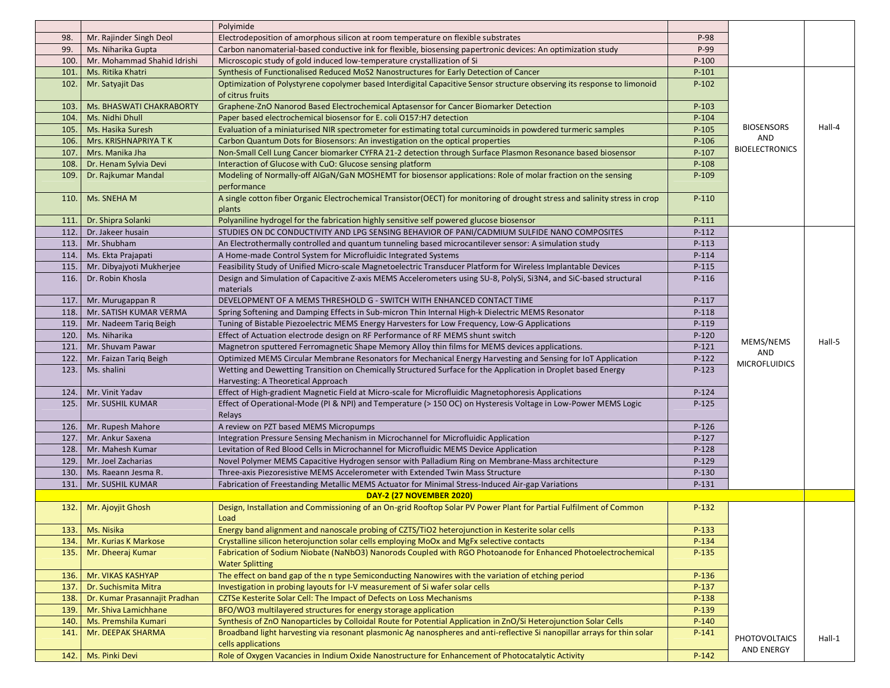| | | Polyimide | | | |
|---|---|---|---|---|---|
| 98. | Mr. Rajinder Singh Deol | Electrodeposition of amorphous silicon at room temperature on flexible substrates | P-98 | | |
| 99. | Ms. Niharika Gupta | Carbon nanomaterial-based conductive ink for flexible, biosensing papertronic devices: An optimization study | P-99 | | |
| 100. | Mr. Mohammad Shahid Idrishi | Microscopic study of gold induced low-temperature crystallization of Si | P-100 | | |
| 101. | Ms. Ritika Khatri | Synthesis of Functionalised Reduced MoS2 Nanostructures for Early Detection of Cancer | P-101 | BIOSENSORS AND BIOELECTRONICS | Hall-4 |
| 102. | Mr. Satyajit Das | Optimization of Polystyrene copolymer based Interdigital Capacitive Sensor structure observing its response to limonoid of citrus fruits | P-102 | | |
| 103. | Ms. BHASWATI CHAKRABORTY | Graphene-ZnO Nanorod Based Electrochemical Aptasensor for Cancer Biomarker Detection | P-103 | | |
| 104. | Ms. Nidhi Dhull | Paper based electrochemical biosensor for E. coli O157:H7 detection | P-104 | | |
| 105. | Ms. Hasika Suresh | Evaluation of a miniaturised NIR spectrometer for estimating total curcuminoids in powdered turmeric samples | P-105 | | |
| 106. | Mrs. KRISHNAPRIYA T K | Carbon Quantum Dots for Biosensors: An investigation on the optical properties | P-106 | | |
| 107. | Mrs. Manika Jha | Non-Small Cell Lung Cancer biomarker CYFRA 21-2 detection through Surface Plasmon Resonance based biosensor | P-107 | | |
| 108. | Dr. Henam Sylvia Devi | Interaction of Glucose with CuO: Glucose sensing platform | P-108 | | |
| 109. | Dr. Rajkumar Mandal | Modeling of Normally-off AlGaN/GaN MOSHEMT for biosensor applications: Role of molar fraction on the sensing performance | P-109 | | |
| 110. | Ms. SNEHA M | A single cotton fiber Organic Electrochemical Transistor(OECT) for monitoring of drought stress and salinity stress in crop plants | P-110 | | |
| 111. | Dr. Shipra Solanki | Polyaniline hydrogel for the fabrication highly sensitive self powered glucose biosensor | P-111 | | |
| 112. | Dr. Jakeer husain | STUDIES ON DC CONDUCTIVITY AND LPG SENSING BEHAVIOR OF PANI/CADMIUM SULFIDE NANO COMPOSITES | P-112 | MEMS/NEMS AND MICROFLUIDICS | Hall-5 |
| 113. | Mr. Shubham | An Electrothermally controlled and quantum tunneling based microcantilever sensor: A simulation study | P-113 | | |
| 114. | Ms. Ekta Prajapati | A Home-made Control System for Microfluidic Integrated Systems | P-114 | | |
| 115. | Mr. Dibyajyoti Mukherjee | Feasibility Study of Unified Micro-scale Magnetoelectric Transducer Platform for Wireless Implantable Devices | P-115 | | |
| 116. | Dr. Robin Khosla | Design and Simulation of Capacitive Z-axis MEMS Accelerometers using SU-8, PolySi, Si3N4, and SiC-based structural materials | P-116 | | |
| 117. | Mr. Murugappan R | DEVELOPMENT OF A MEMS THRESHOLD G - SWITCH WITH ENHANCED CONTACT TIME | P-117 | | |
| 118. | Mr. SATISH KUMAR VERMA | Spring Softening and Damping Effects in Sub-micron Thin Internal High-k Dielectric MEMS Resonator | P-118 | | |
| 119. | Mr. Nadeem Tariq Beigh | Tuning of Bistable Piezoelectric MEMS Energy Harvesters for Low Frequency, Low-G Applications | P-119 | | |
| 120. | Ms. Niharika | Effect of Actuation electrode design on RF Performance of RF MEMS shunt switch | P-120 | | |
| 121. | Mr. Shuvam Pawar | Magnetron sputtered Ferromagnetic Shape Memory Alloy thin films for MEMS devices applications. | P-121 | | |
| 122. | Mr. Faizan Tariq Beigh | Optimized MEMS Circular Membrane Resonators for Mechanical Energy Harvesting and Sensing for IoT Application | P-122 | | |
| 123. | Ms. shalini | Wetting and Dewetting Transition on Chemically Structured Surface for the Application in Droplet based Energy Harvesting: A Theoretical Approach | P-123 | | |
| 124. | Mr. Vinit Yadav | Effect of High-gradient Magnetic Field at Micro-scale for Microfluidic Magnetophoresis Applications | P-124 | | |
| 125. | Mr. SUSHIL KUMAR | Effect of Operational-Mode (PI & NPI) and Temperature (> 150 OC) on Hysteresis Voltage in Low-Power MEMS Logic Relays | P-125 | | |
| 126. | Mr. Rupesh Mahore | A review on PZT based MEMS Micropumps | P-126 | | |
| 127. | Mr. Ankur Saxena | Integration Pressure Sensing Mechanism in Microchannel for Microfluidic Application | P-127 | | |
| 128. | Mr. Mahesh Kumar | Levitation of Red Blood Cells in Microchannel for Microfluidic MEMS Device Application | P-128 | | |
| 129. | Mr. Joel Zacharias | Novel Polymer MEMS Capacitive Hydrogen sensor with Palladium Ring on Membrane-Mass architecture | P-129 | | |
| 130. | Ms. Raeann Jesma R. | Three-axis Piezoresistive MEMS Accelerometer with Extended Twin Mass Structure | P-130 | | |
| 131. | Mr. SUSHIL KUMAR | Fabrication of Freestanding Metallic MEMS Actuator for Minimal Stress-Induced Air-gap Variations | P-131 | | |
| | | **DAY-2 (27 NOVEMBER 2020)** | | | |
| 132. | Mr. Ajoyjit Ghosh | Design, Installation and Commissioning of an On-grid Rooftop Solar PV Power Plant for Partial Fulfilment of Common Load | P-132 | PHOTOVOLTAICS AND ENERGY | Hall-1 |
| 133. | Ms. Nisika | Energy band alignment and nanoscale probing of CZTS/TiO2 heterojunction in Kesterite solar cells | P-133 | | |
| 134. | Mr. Kurias K Markose | Crystalline silicon heterojunction solar cells employing MoOx and MgFx selective contacts | P-134 | | |
| 135. | Mr. Dheeraj Kumar | Fabrication of Sodium Niobate (NaNbO3) Nanorods Coupled with RGO Photoanode for Enhanced Photoelectrochemical Water Splitting | P-135 | | |
| 136. | Mr. VIKAS KASHYAP | The effect on band gap of the n type Semiconducting Nanowires with the variation of etching period | P-136 | | |
| 137. | Dr. Suchismita Mitra | Investigation in probing layouts for I-V measurement of Si wafer solar cells | P-137 | | |
| 138. | Dr. Kumar Prasannajit Pradhan | CZTSe Kesterite Solar Cell: The Impact of Defects on Loss Mechanisms | P-138 | | |
| 139. | Mr. Shiva Lamichhane | BFO/WO3 multilayered structures for energy storage application | P-139 | | |
| 140. | Ms. Premshila Kumari | Synthesis of ZnO Nanoparticles by Colloidal Route for Potential Application in ZnO/Si Heterojunction Solar Cells | P-140 | | |
| 141. | Mr. DEEPAK SHARMA | Broadband light harvesting via resonant plasmonic Ag nanospheres and anti-reflective Si nanopillar arrays for thin solar cells applications | P-141 | | |
| 142. | Ms. Pinki Devi | Role of Oxygen Vacancies in Indium Oxide Nanostructure for Enhancement of Photocatalytic Activity | P-142 | | |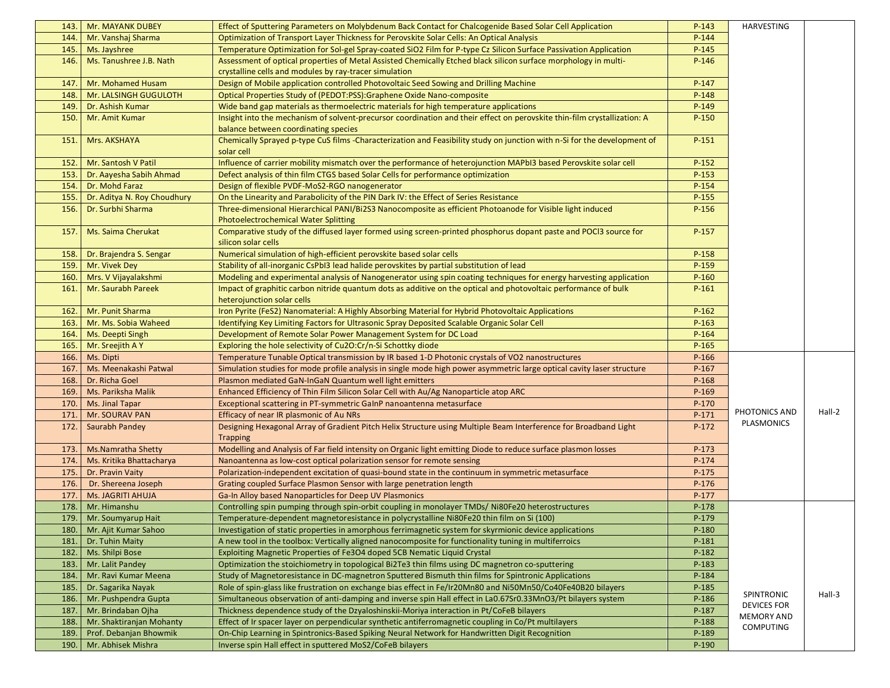| | | | | | |
|---|---|---|---|---|---|
| 143. | Mr. MAYANK DUBEY | Effect of Sputtering Parameters on Molybdenum Back Contact for Chalcogenide Based Solar Cell Application | P-143 | HARVESTING | |
| 144. | Mr. Vanshaj Sharma | Optimization of Transport Layer Thickness for Perovskite Solar Cells: An Optical Analysis | P-144 | | |
| 145. | Ms. Jayshree | Temperature Optimization for Sol-gel Spray-coated $SiO_2$ Film for P-type Cz Silicon Surface Passivation Application | P-145 | | |
| 146. | Ms. Tanushree J.B. Nath | Assessment of optical properties of Metal Assisted Chemically Etched black silicon surface morphology in multi-crystalline cells and modules by ray-tracer simulation | P-146 | | |
| 147. | Mr. Mohamed Husam | Design of Mobile application controlled Photovoltaic Seed Sowing and Drilling Machine | P-147 | | |
| 148. | Mr. LALSINGH GUGULOTH | Optical Properties Study of (PEDOT:PSS):Graphene Oxide Nano-composite | P-148 | | |
| 149. | Dr. Ashish Kumar | Wide band gap materials as thermoelectric materials for high temperature applications | P-149 | | |
| 150. | Mr. Amit Kumar | Insight into the mechanism of solvent-precursor coordination and their effect on perovskite thin-film crystallization: A balance between coordinating species | P-150 | | |
| 151. | Mrs. AKSHAYA | Chemically Sprayed p-type CuS films -Characterization and Feasibility study on junction with n-Si for the development of solar cell | P-151 | | |
| 152. | Mr. Santosh V Patil | Influence of carrier mobility mismatch over the performance of heterojunction $MAPbI_3$ based Perovskite solar cell | P-152 | | |
| 153. | Dr. Aayesha Sabih Ahmad | Defect analysis of thin film CTGS based Solar Cells for performance optimization | P-153 | | |
| 154. | Dr. Mohd Faraz | Design of flexible PVDF-$MoS_2$-RGO nanogenerator | P-154 | | |
| 155. | Dr. Aditya N. Roy Choudhury | On the Linearity and Parabolicity of the PIN Dark IV: the Effect of Series Resistance | P-155 | | |
| 156. | Dr. Surbhi Sharma | Three-dimensional Hierarchical PANI/$Bi_2S_3$ Nanocomposite as efficient Photoanode for Visible light induced Photoelectrochemical Water Splitting | P-156 | | |
| 157. | Ms. Saima Cherukat | Comparative study of the diffused layer formed using screen-printed phosphorus dopant paste and $POCl_3$ source for silicon solar cells | P-157 | | |
| 158. | Dr. Brajendra S. Sengar | Numerical simulation of high-efficient perovskite based solar cells | P-158 | | |
| 159. | Mr. Vivek Dey | Stability of all-inorganic $CsPbI_3$ lead halide perovskites by partial substitution of lead | P-159 | | |
| 160. | Mrs. V Vijayalakshmi | Modeling and experimental analysis of Nanogenerator using spin coating techniques for energy harvesting application | P-160 | | |
| 161. | Mr. Saurabh Pareek | Impact of graphitic carbon nitride quantum dots as additive on the optical and photovoltaic performance of bulk heterojunction solar cells | P-161 | | |
| 162. | Mr. Punit Sharma | Iron Pyrite ($FeS_2$) Nanomaterial: A Highly Absorbing Material for Hybrid Photovoltaic Applications | P-162 | | |
| 163. | Mr. Ms. Sobia Waheed | Identifying Key Limiting Factors for Ultrasonic Spray Deposited Scalable Organic Solar Cell | P-163 | | |
| 164. | Ms. Deepti Singh | Development of Remote Solar Power Management System for DC Load | P-164 | | |
| 165. | Mr. Sreejith A Y | Exploring the hole selectivity of $Cu_2O$:Cr/n-Si Schottky diode | P-165 | | |
| 166. | Ms. Dipti | Temperature Tunable Optical transmission by IR based 1-D Photonic crystals of $VO_2$ nanostructures | P-166 | PHOTONICS AND PLASMONICS | Hall-2 |
| 167. | Ms. Meenakashi Patwal | Simulation studies for mode profile analysis in single mode high power asymmetric large optical cavity laser structure | P-167 | | |
| 168. | Dr. Richa Goel | Plasmon mediated GaN-InGaN Quantum well light emitters | P-168 | | |
| 169. | Ms. Pariksha Malik | Enhanced Efficiency of Thin Film Silicon Solar Cell with Au/Ag Nanoparticle atop ARC | P-169 | | |
| 170. | Ms. Jinal Tapar | Exceptional scattering in PT-symmetric GaInP nanoantenna metasurface | P-170 | | |
| 171. | Mr. SOURAV PAN | Efficacy of near IR plasmonic of Au NRs | P-171 | | |
| 172. | Saurabh Pandey | Designing Hexagonal Array of Gradient Pitch Helix Structure using Multiple Beam Interference for Broadband Light Trapping | P-172 | | |
| 173. | Ms.Namratha Shetty | Modelling and Analysis of Far field intensity on Organic light emitting Diode to reduce surface plasmon losses | P-173 | | |
| 174. | Ms. Kritika Bhattacharya | Nanoantenna as low-cost optical polarization sensor for remote sensing | P-174 | | |
| 175. | Dr. Pravin Vaity | Polarization-independent excitation of quasi-bound state in the continuum in symmetric metasurface | P-175 | | |
| 176. | Dr. Shereena Joseph | Grating coupled Surface Plasmon Sensor with large penetration length | P-176 | | |
| 177. | Ms. JAGRITI AHUJA | Ga-In Alloy based Nanoparticles for Deep UV Plasmonics | P-177 | | |
| 178. | Mr. Himanshu | Controlling spin pumping through spin-orbit coupling in monolayer TMDs/ $Ni_{80}Fe_{20}$ heterostructures | P-178 | SPINTRONIC DEVICES FOR MEMORY AND COMPUTING | Hall-3 |
| 179. | Mr. Soumyarup Hait | Temperature-dependent magnetoresistance in polycrystalline $Ni_{80}Fe_{20}$ thin film on Si (100) | P-179 | | |
| 180. | Mr. Ajit Kumar Sahoo | Investigation of static properties in amorphous ferrimagnetic system for skyrmionic device applications | P-180 | | |
| 181. | Dr. Tuhin Maity | A new tool in the toolbox: Vertically aligned nanocomposite for functionality tuning in multiferroics | P-181 | | |
| 182. | Ms. Shilpi Bose | Exploiting Magnetic Properties of $Fe_3O_4$ doped 5CB Nematic Liquid Crystal | P-182 | | |
| 183. | Mr. Lalit Pandey | Optimization the stoichiometry in topological $Bi_2Te_3$ thin films using DC magnetron co-sputtering | P-183 | | |
| 184. | Mr. Ravi Kumar Meena | Study of Magnetoresistance in DC-magnetron Sputtered Bismuth thin films for Spintronic Applications | P-184 | | |
| 185. | Dr. Sagarika Nayak | Role of spin-glass like frustration on exchange bias effect in Fe/$Ir_{20}Mn_{80}$ and $Ni_{50}Mn_{50}$/$Co_{40}Fe_{40}B_{20}$ bilayers | P-185 | | |
| 186. | Mr. Pushpendra Gupta | Simultaneous observation of anti-damping and inverse spin Hall effect in $La_{0.67}Sr_{0.33}MnO_3$/Pt bilayers system | P-186 | | |
| 187. | Mr. Brindaban Ojha | Thickness dependence study of the Dzyaloshinskii-Moriya interaction in Pt/CoFeB bilayers | P-187 | | |
| 188. | Mr. Shaktiranjan Mohanty | Effect of Ir spacer layer on perpendicular synthetic antiferromagnetic coupling in Co/Pt multilayers | P-188 | | |
| 189. | Prof. Debanjan Bhowmik | On-Chip Learning in Spintronics-Based Spiking Neural Network for Handwritten Digit Recognition | P-189 | | |
| 190. | Mr. Abhisek Mishra | Inverse spin Hall effect in sputtered $MoS_2$/CoFeB bilayers | P-190 | | |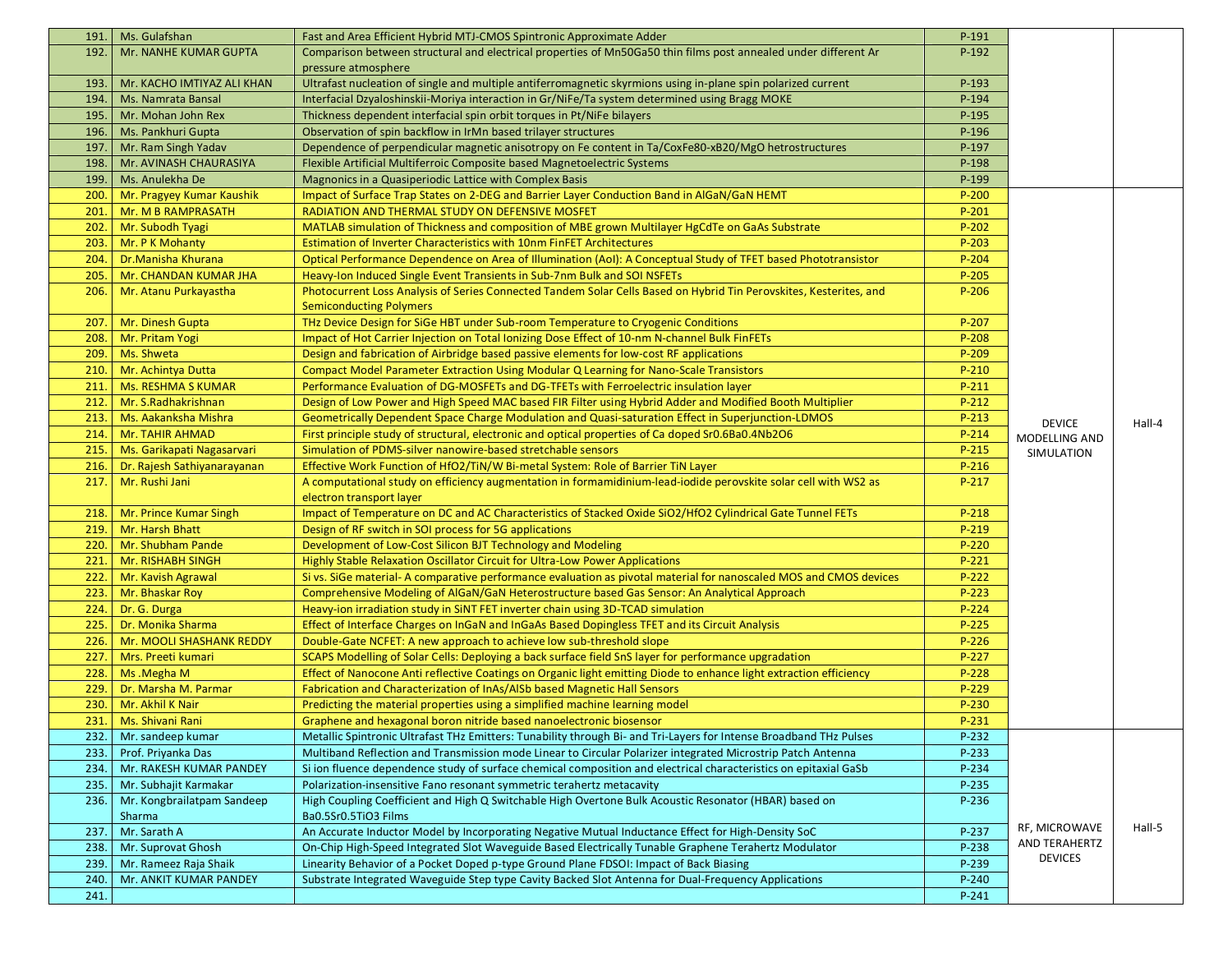| | | | | | |
|---|---|---|---|---|---|
| 191. | Ms. Gulafshan | Fast and Area Efficient Hybrid MTJ-CMOS Spintronic Approximate Adder | P-191 | | |
| 192. | Mr. NANHE KUMAR GUPTA | Comparison between structural and electrical properties of Mn50Ga50 thin films post annealed under different Ar pressure atmosphere | P-192 | | |
| 193. | Mr. KACHO IMTIYAZ ALI KHAN | Ultrafast nucleation of single and multiple antiferromagnetic skyrmions using in-plane spin polarized current | P-193 | | |
| 194. | Ms. Namrata Bansal | Interfacial Dzyaloshinskii-Moriya interaction in Gr/NiFe/Ta system determined using Bragg MOKE | P-194 | | |
| 195. | Mr. Mohan John Rex | Thickness dependent interfacial spin orbit torques in Pt/NiFe bilayers | P-195 | | |
| 196. | Ms. Pankhuri Gupta | Observation of spin backflow in IrMn based trilayer structures | P-196 | | |
| 197. | Mr. Ram Singh Yadav | Dependence of perpendicular magnetic anisotropy on Fe content in Ta/CoxFe80-xB20/MgO hetrostructures | P-197 | | |
| 198. | Mr. AVINASH CHAURASIYA | Flexible Artificial Multiferroic Composite based Magnetoelectric Systems | P-198 | | |
| 199. | Ms. Anulekha De | Magnonics in a Quasiperiodic Lattice with Complex Basis | P-199 | | |
| 200. | Mr. Pragyey Kumar Kaushik | Impact of Surface Trap States on 2-DEG and Barrier Layer Conduction Band in AlGaN/GaN HEMT | P-200 | DEVICE MODELLING AND SIMULATION | Hall-4 |
| 201. | Mr. M B RAMPRASATH | RADIATION AND THERMAL STUDY ON DEFENSIVE MOSFET | P-201 | | |
| 202. | Mr. Subodh Tyagi | MATLAB simulation of Thickness and composition of MBE grown Multilayer HgCdTe on GaAs Substrate | P-202 | | |
| 203. | Mr. P K Mohanty | Estimation of Inverter Characteristics with 10nm FinFET Architectures | P-203 | | |
| 204. | Dr.Manisha Khurana | Optical Performance Dependence on Area of Illumination (AoI): A Conceptual Study of TFET based Phototransistor | P-204 | | |
| 205. | Mr. CHANDAN KUMAR JHA | Heavy-Ion Induced Single Event Transients in Sub-7nm Bulk and SOI NSFETs | P-205 | | |
| 206. | Mr. Atanu Purkayastha | Photocurrent Loss Analysis of Series Connected Tandem Solar Cells Based on Hybrid Tin Perovskites, Kesterites, and Semiconducting Polymers | P-206 | | |
| 207. | Mr. Dinesh Gupta | THz Device Design for SiGe HBT under Sub-room Temperature to Cryogenic Conditions | P-207 | | |
| 208. | Mr. Pritam Yogi | Impact of Hot Carrier Injection on Total Ionizing Dose Effect of 10-nm N-channel Bulk FinFETs | P-208 | | |
| 209. | Ms. Shweta | Design and fabrication of Airbridge based passive elements for low-cost RF applications | P-209 | | |
| 210. | Mr. Achintya Dutta | Compact Model Parameter Extraction Using Modular Q Learning for Nano-Scale Transistors | P-210 | | |
| 211. | Ms. RESHMA S KUMAR | Performance Evaluation of DG-MOSFETs and DG-TFETs with Ferroelectric insulation layer | P-211 | | |
| 212. | Mr. S.Radhakrishnan | Design of Low Power and High Speed MAC based FIR Filter using Hybrid Adder and Modified Booth Multiplier | P-212 | | |
| 213. | Ms. Aakanksha Mishra | Geometrically Dependent Space Charge Modulation and Quasi-saturation Effect in Superjunction-LDMOS | P-213 | | |
| 214. | Mr. TAHIR AHMAD | First principle study of structural, electronic and optical properties of Ca doped Sr0.6Ba0.4Nb2O6 | P-214 | | |
| 215. | Ms. Garikapati Nagasarvari | Simulation of PDMS-silver nanowire-based stretchable sensors | P-215 | | |
| 216. | Dr. Rajesh Sathiyanarayanan | Effective Work Function of HfO2/TiN/W Bi-metal System: Role of Barrier TiN Layer | P-216 | | |
| 217. | Mr. Rushi Jani | A computational study on efficiency augmentation in formamidinium-lead-iodide perovskite solar cell with WS2 as electron transport layer | P-217 | | |
| 218. | Mr. Prince Kumar Singh | Impact of Temperature on DC and AC Characteristics of Stacked Oxide SiO2/HfO2 Cylindrical Gate Tunnel FETs | P-218 | | |
| 219. | Mr. Harsh Bhatt | Design of RF switch in SOI process for 5G applications | P-219 | | |
| 220. | Mr. Shubham Pande | Development of Low-Cost Silicon BJT Technology and Modeling | P-220 | | |
| 221. | Mr. RISHABH SINGH | Highly Stable Relaxation Oscillator Circuit for Ultra-Low Power Applications | P-221 | | |
| 222. | Mr. Kavish Agrawal | Si vs. SiGe material- A comparative performance evaluation as pivotal material for nanoscaled MOS and CMOS devices | P-222 | | |
| 223. | Mr. Bhaskar Roy | Comprehensive Modeling of AlGaN/GaN Heterostructure based Gas Sensor: An Analytical Approach | P-223 | | |
| 224. | Dr. G. Durga | Heavy-ion irradiation study in SiNT FET inverter chain using 3D-TCAD simulation | P-224 | | |
| 225. | Dr. Monika Sharma | Effect of Interface Charges on InGaN and InGaAs Based Dopingless TFET and its Circuit Analysis | P-225 | | |
| 226. | Mr. MOOLI SHASHANK REDDY | Double-Gate NCFET: A new approach to achieve low sub-threshold slope | P-226 | | |
| 227. | Mrs. Preeti kumari | SCAPS Modelling of Solar Cells: Deploying a back surface field SnS layer for performance upgradation | P-227 | | |
| 228. | Ms .Megha M | Effect of Nanocone Anti reflective Coatings on Organic light emitting Diode to enhance light extraction efficiency | P-228 | | |
| 229. | Dr. Marsha M. Parmar | Fabrication and Characterization of InAs/AlSb based Magnetic Hall Sensors | P-229 | | |
| 230. | Mr. Akhil K Nair | Predicting the material properties using a simplified machine learning model | P-230 | | |
| 231. | Ms. Shivani Rani | Graphene and hexagonal boron nitride based nanoelectronic biosensor | P-231 | | |
| 232. | Mr. sandeep kumar | Metallic Spintronic Ultrafast THz Emitters: Tunability through Bi- and Tri-Layers for Intense Broadband THz Pulses | P-232 | RF, MICROWAVE AND TERAHERTZ DEVICES | Hall-5 |
| 233. | Prof. Priyanka Das | Multiband Reflection and Transmission mode Linear to Circular Polarizer integrated Microstrip Patch Antenna | P-233 | | |
| 234. | Mr. RAKESH KUMAR PANDEY | Si ion fluence dependence study of surface chemical composition and electrical characteristics on epitaxial GaSb | P-234 | | |
| 235. | Mr. Subhajit Karmakar | Polarization-insensitive Fano resonant symmetric terahertz metacavity | P-235 | | |
| 236. | Mr. Kongbrailatpam Sandeep Sharma | High Coupling Coefficient and High Q Switchable High Overtone Bulk Acoustic Resonator (HBAR) based on Ba0.5Sr0.5TiO3 Films | P-236 | | |
| 237. | Mr. Sarath A | An Accurate Inductor Model by Incorporating Negative Mutual Inductance Effect for High-Density SoC | P-237 | | |
| 238. | Mr. Suprovat Ghosh | On-Chip High-Speed Integrated Slot Waveguide Based Electrically Tunable Graphene Terahertz Modulator | P-238 | | |
| 239. | Mr. Rameez Raja Shaik | Linearity Behavior of a Pocket Doped p-type Ground Plane FDSOI: Impact of Back Biasing | P-239 | | |
| 240. | Mr. ANKIT KUMAR PANDEY | Substrate Integrated Waveguide Step type Cavity Backed Slot Antenna for Dual-Frequency Applications | P-240 | | |
| 241. | | | P-241 | | |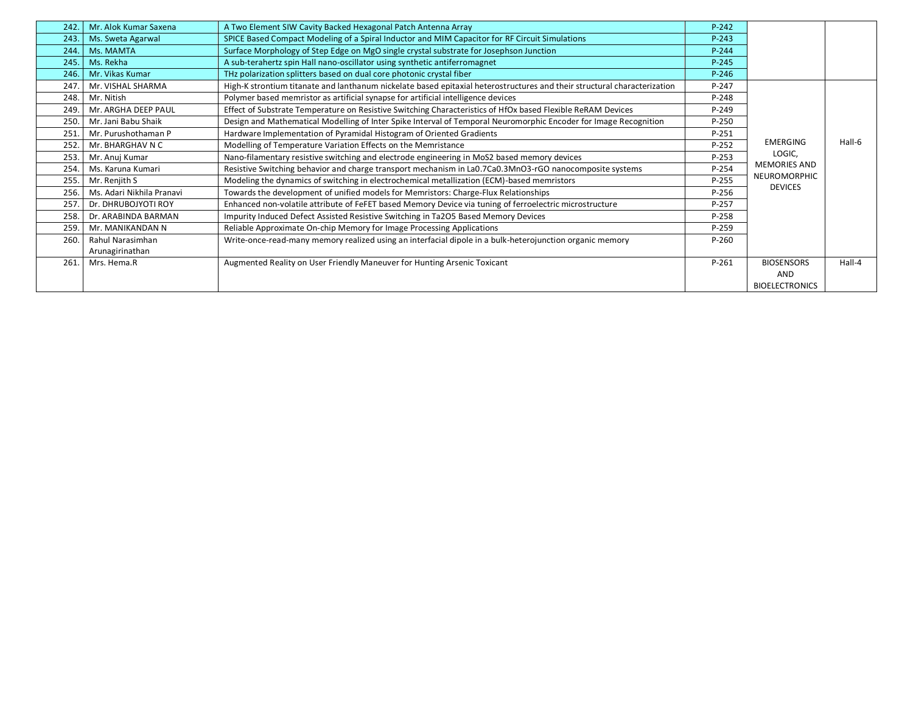| | | | | | |
|---|---|---|---|---|---|
| 242. | Mr. Alok Kumar Saxena | A Two Element SIW Cavity Backed Hexagonal Patch Antenna Array | P-242 | | |
| 243. | Ms. Sweta Agarwal | SPICE Based Compact Modeling of a Spiral Inductor and MIM Capacitor for RF Circuit Simulations | P-243 | | |
| 244. | Ms. MAMTA | Surface Morphology of Step Edge on MgO single crystal substrate for Josephson Junction | P-244 | | |
| 245. | Ms. Rekha | A sub-terahertz spin Hall nano-oscillator using synthetic antiferromagnet | P-245 | | |
| 246. | Mr. Vikas Kumar | THz polarization splitters based on dual core photonic crystal fiber | P-246 | | |
| 247. | Mr. VISHAL SHARMA | High-K strontium titanate and lanthanum nickelate based epitaxial heterostructures and their structural characterization | P-247 | EMERGING LOGIC, MEMORIES AND NEUROMORPHIC DEVICES | Hall-6 |
| 248. | Mr. Nitish | Polymer based memristor as artificial synapse for artificial intelligence devices | P-248 | | |
| 249. | Mr. ARGHA DEEP PAUL | Effect of Substrate Temperature on Resistive Switching Characteristics of HfOx based Flexible ReRAM Devices | P-249 | | |
| 250. | Mr. Jani Babu Shaik | Design and Mathematical Modelling of Inter Spike Interval of Temporal Neuromorphic Encoder for Image Recognition | P-250 | | |
| 251. | Mr. Purushothaman P | Hardware Implementation of Pyramidal Histogram of Oriented Gradients | P-251 | | |
| 252. | Mr. BHARGHAV N C | Modelling of Temperature Variation Effects on the Memristance | P-252 | | |
| 253. | Mr. Anuj Kumar | Nano-filamentary resistive switching and electrode engineering in MoS2 based memory devices | P-253 | | |
| 254. | Ms. Karuna Kumari | Resistive Switching behavior and charge transport mechanism in La0.7Ca0.3MnO3-rGO nanocomposite systems | P-254 | | |
| 255. | Mr. Renjith S | Modeling the dynamics of switching in electrochemical metallization (ECM)-based memristors | P-255 | | |
| 256. | Ms. Adari Nikhila Pranavi | Towards the development of unified models for Memristors: Charge-Flux Relationships | P-256 | | |
| 257. | Dr. DHRUBOJYOTI ROY | Enhanced non-volatile attribute of FeFET based Memory Device via tuning of ferroelectric microstructure | P-257 | | |
| 258. | Dr. ARABINDA BARMAN | Impurity Induced Defect Assisted Resistive Switching in Ta2O5 Based Memory Devices | P-258 | | |
| 259. | Mr. MANIKANDAN N | Reliable Approximate On-chip Memory for Image Processing Applications | P-259 | | |
| 260. | Rahul Narasimhan Arunagirinathan | Write-once-read-many memory realized using an interfacial dipole in a bulk-heterojunction organic memory | P-260 | | |
| 261. | Mrs. Hema.R | Augmented Reality on User Friendly Maneuver for Hunting Arsenic Toxicant | P-261 | BIOSENSORS AND BIOELECTRONICS | Hall-4 |